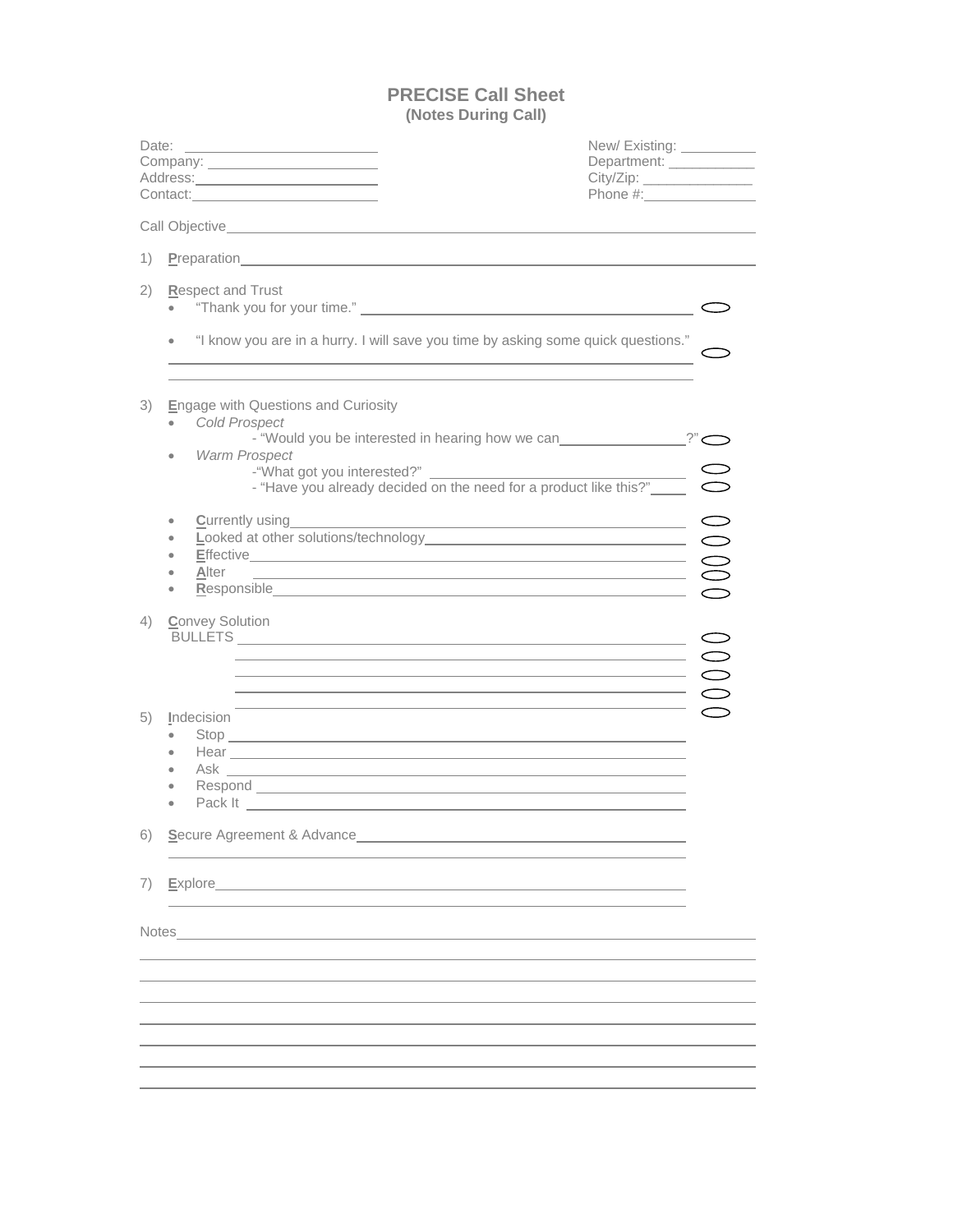# PRECISE Call Sheet
**(Notes During Call)**

Date: ______________________ New/ Existing: __________
Company: ______________________ Department: ___________
Address: ______________________ City/Zip: ______________
Contact: ______________________ Phone #: ______________

Call Objective ____________________________________________________________

1) **P**reparation ____________________________________________________________

2) **R**espect and Trust
   - "Thank you for your time." ________________________________________ ⬭
   - "I know you are in a hurry. I will save you time by asking some quick questions." ⬭

   ______________________________________________________________________

   ______________________________________________________________________

3) **E**ngage with Questions and Curiosity
   - *Cold Prospect*
     - "Would you be interested in hearing how we can ________________?" ⬭
   - *Warm Prospect*
     - "What got you interested?" ________________________________ ⬭
     - "Have you already decided on the need for a product like this?" _____ ⬭
   - **C**urrently using ________________________________________________ ⬭
   - **L**ooked at other solutions/technology _______________________________ ⬭
   - **E**ffective ____________________________________________________ ⬭
   - **A**lter _______________________________________________________ ⬭
   - **R**esponsible __________________________________________________ ⬭

4) **C**onvey Solution
   BULLETS ___________________________________________________________ ⬭
   ___________________________________________________________ ⬭
   ___________________________________________________________ ⬭
   ___________________________________________________________ ⬭
   ___________________________________________________________ ⬭

5) **I**ndecision
   - Stop ______________________________________________________
   - Hear ______________________________________________________
   - Ask _______________________________________________________
   - Respond ___________________________________________________
   - Pack It ____________________________________________________

6) **S**ecure Agreement & Advance ______________________________________

   ______________________________________________________________________

7) **E**xplore __________________________________________________________

   ______________________________________________________________________

Notes ________________________________________________________________

______________________________________________________________________

______________________________________________________________________

______________________________________________________________________

______________________________________________________________________

______________________________________________________________________

______________________________________________________________________

______________________________________________________________________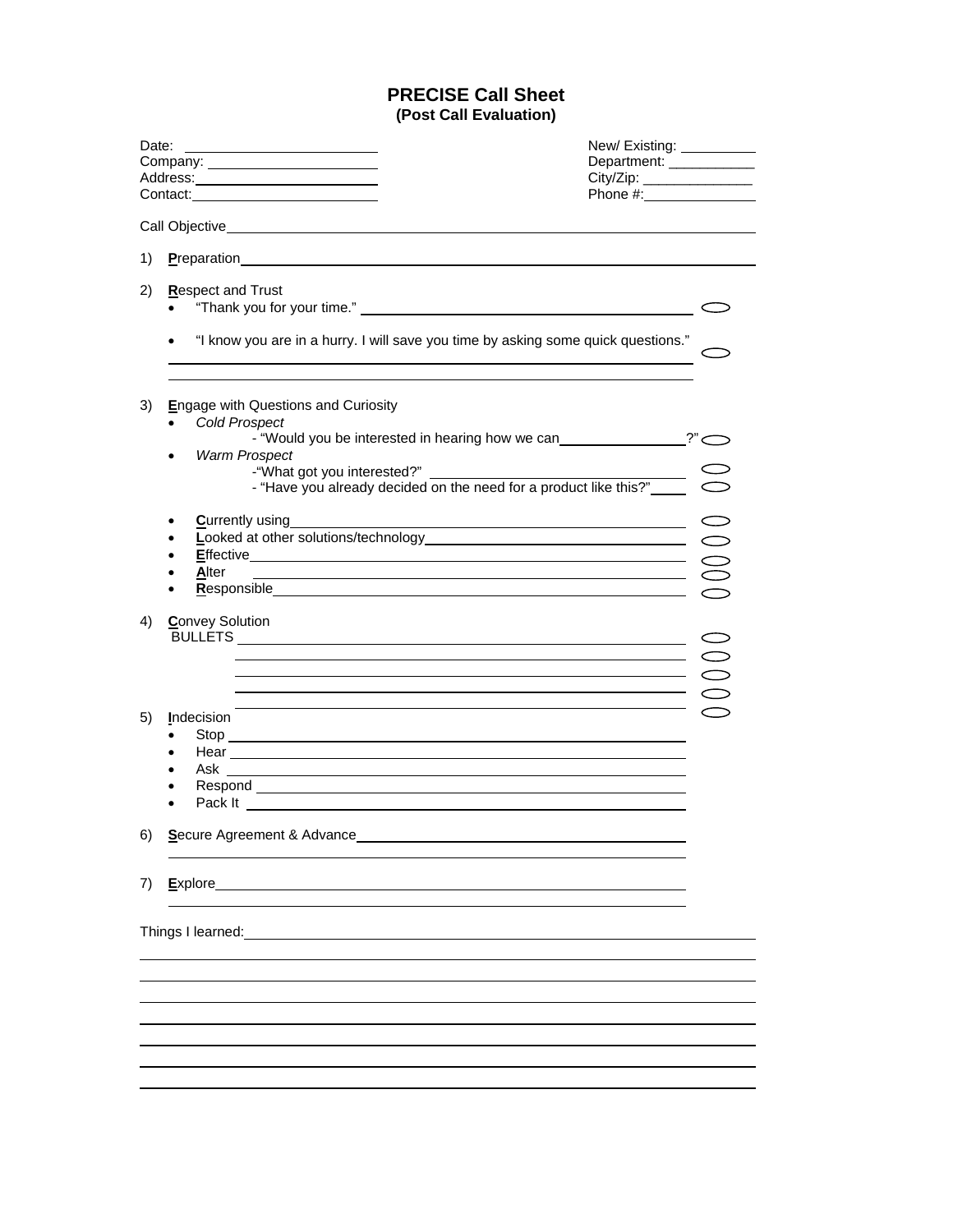# PRECISE Call Sheet

**(Post Call Evaluation)**

Date: ______________________
Company: ______________________
Address: ______________________
Contact: ______________________

New/ Existing: __________
Department: ___________
City/Zip: ______________
Phone #: ______________

Call Objective ______________________________________________

1) **P**reparation ______________________________________________

2) **R**espect and Trust
   - "Thank you for your time." ______________________________ ⬭
   - "I know you are in a hurry. I will save you time by asking some quick questions." ⬭

______________________________________________

______________________________________________

3) **E**ngage with Questions and Curiosity
   - *Cold Prospect*
     - "Would you be interested in hearing how we can ______________?" ⬭
   - *Warm Prospect*
     - "What got you interested?" ______________________ ⬭
     - "Have you already decided on the need for a product like this?" _____ ⬭

   - **C**urrently using ______________________________ ⬭
   - **L**ooked at other solutions/technology ______________________ ⬭
   - **E**ffective ______________________________ ⬭
   - **A**lter ______________________________ ⬭
   - **R**esponsible ______________________________ ⬭

4) **C**onvey Solution
   BULLETS ______________________________ ⬭
   ______________________________ ⬭
   ______________________________ ⬭
   ______________________________ ⬭
   ______________________________ ⬭

5) **I**ndecision
   - Stop ______________________________
   - Hear ______________________________
   - Ask ______________________________
   - Respond ______________________________
   - Pack It ______________________________

6) **S**ecure Agreement & Advance ______________________________

______________________________________________

7) **E**xplore ______________________________

______________________________________________

Things I learned: ______________________________________________

______________________________________________

______________________________________________

______________________________________________

______________________________________________

______________________________________________

______________________________________________

______________________________________________